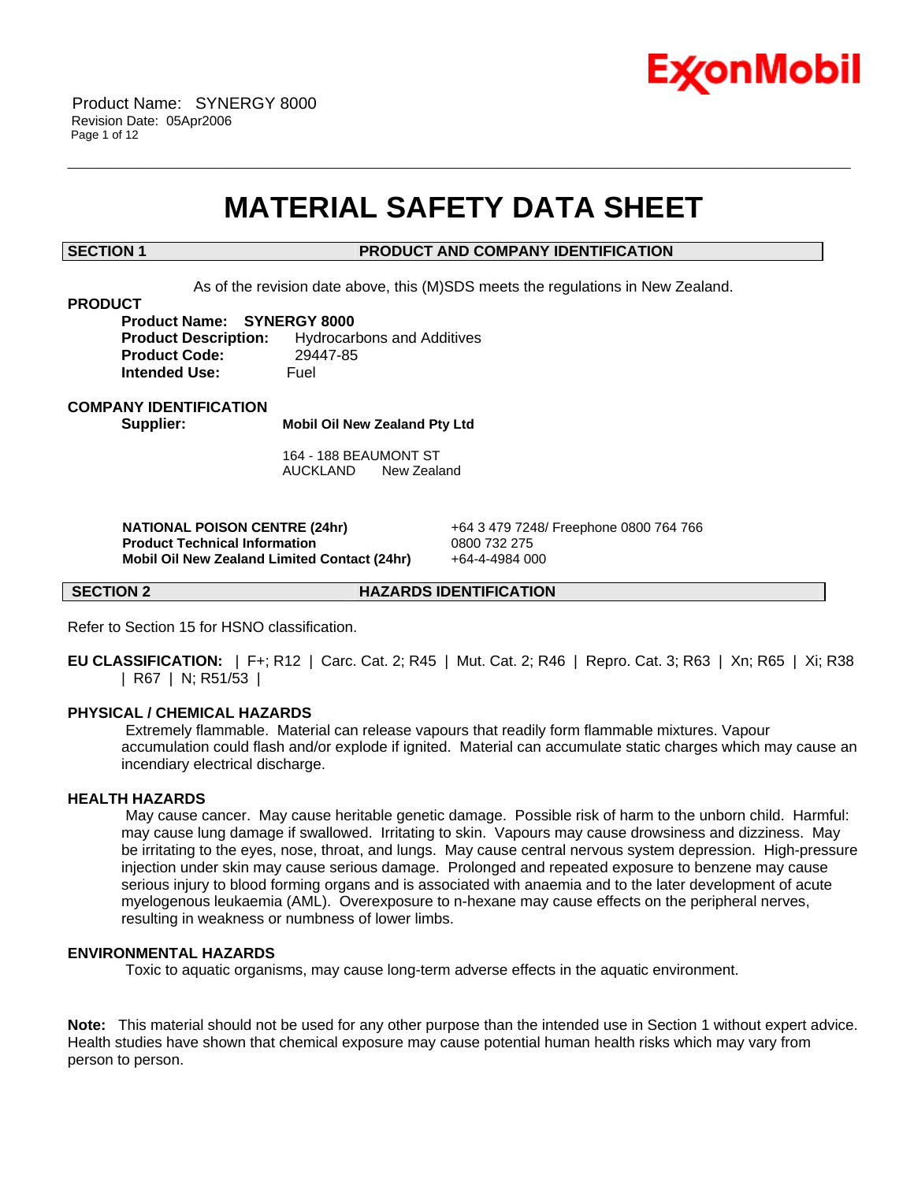# MATERIAL SAFETY DATA SHEET

## SECTION 1 PRODUCT AND COMPANY IDENTIFICATION

As of the revision date above, this (M)SDS meets the regulations in New Zealand.

### PRODUCT

**Product Name: SYNERGY 8000**
**Product Description:** Hydrocarbons and Additives
**Product Code:** 29447-85
**Intended Use:** Fuel

### COMPANY IDENTIFICATION

**Supplier:** **Mobil Oil New Zealand Pty Ltd**

164 - 188 BEAUMONT ST
AUCKLAND New Zealand

| | |
|---|---|
| **NATIONAL POISON CENTRE (24hr)** | +64 3 479 7248/ Freephone 0800 764 766 |
| **Product Technical Information** | 0800 732 275 |
| **Mobil Oil New Zealand Limited Contact (24hr)** | +64-4-4984 000 |

## SECTION 2 HAZARDS IDENTIFICATION

Refer to Section 15 for HSNO classification.

**EU CLASSIFICATION:** | F+; R12 | Carc. Cat. 2; R45 | Mut. Cat. 2; R46 | Repro. Cat. 3; R63 | Xn; R65 | Xi; R38 | R67 | N; R51/53 |

### PHYSICAL / CHEMICAL HAZARDS

Extremely flammable. Material can release vapours that readily form flammable mixtures. Vapour accumulation could flash and/or explode if ignited. Material can accumulate static charges which may cause an incendiary electrical discharge.

### HEALTH HAZARDS

May cause cancer. May cause heritable genetic damage. Possible risk of harm to the unborn child. Harmful: may cause lung damage if swallowed. Irritating to skin. Vapours may cause drowsiness and dizziness. May be irritating to the eyes, nose, throat, and lungs. May cause central nervous system depression. High-pressure injection under skin may cause serious damage. Prolonged and repeated exposure to benzene may cause serious injury to blood forming organs and is associated with anaemia and to the later development of acute myelogenous leukaemia (AML). Overexposure to n-hexane may cause effects on the peripheral nerves, resulting in weakness or numbness of lower limbs.

### ENVIRONMENTAL HAZARDS

Toxic to aquatic organisms, may cause long-term adverse effects in the aquatic environment.

**Note:** This material should not be used for any other purpose than the intended use in Section 1 without expert advice. Health studies have shown that chemical exposure may cause potential human health risks which may vary from person to person.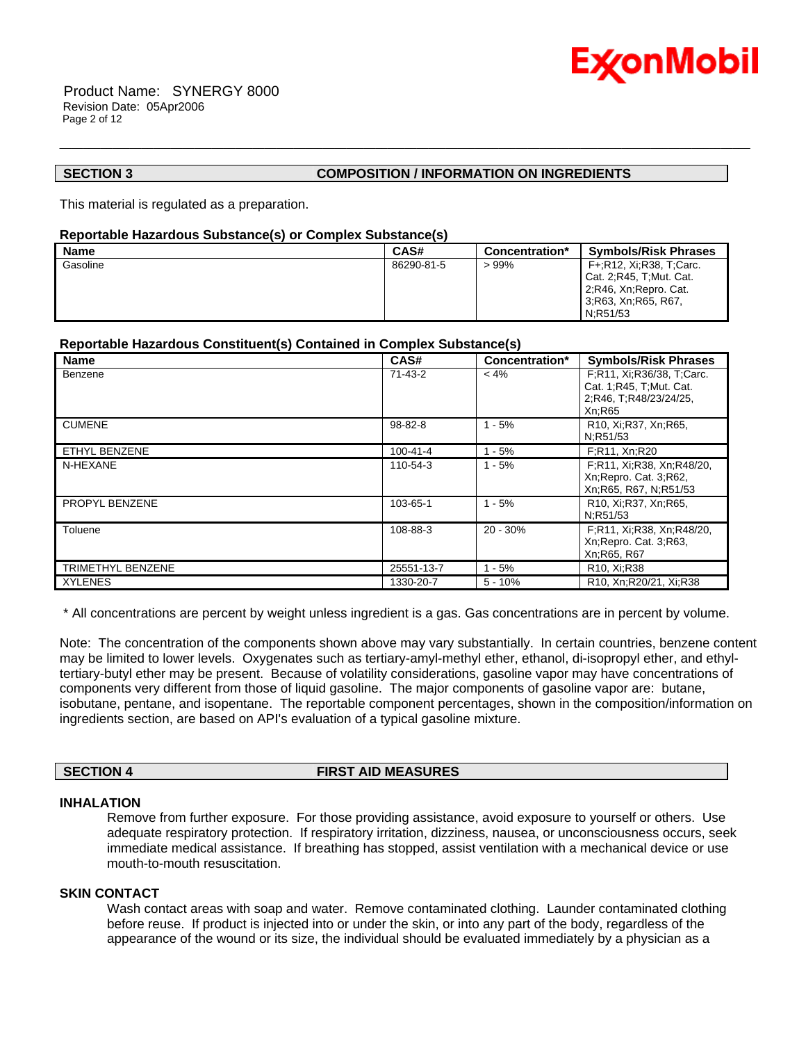## SECTION 3 COMPOSITION / INFORMATION ON INGREDIENTS

This material is regulated as a preparation.

**Reportable Hazardous Substance(s) or Complex Substance(s)**

| Name | CAS# | Concentration* | Symbols/Risk Phrases |
|---|---|---|---|
| Gasoline | 86290-81-5 | > 99% | F+;R12, Xi;R38, T;Carc. Cat. 2;R45, T;Mut. Cat. 2;R46, Xn;Repro. Cat. 3;R63, Xn;R65, R67, N;R51/53 |

**Reportable Hazardous Constituent(s) Contained in Complex Substance(s)**

| Name | CAS# | Concentration* | Symbols/Risk Phrases |
|---|---|---|---|
| Benzene | 71-43-2 | < 4% | F;R11, Xi;R36/38, T;Carc. Cat. 1;R45, T;Mut. Cat. 2;R46, T;R48/23/24/25, Xn;R65 |
| CUMENE | 98-82-8 | 1 - 5% | R10, Xi;R37, Xn;R65, N;R51/53 |
| ETHYL BENZENE | 100-41-4 | 1 - 5% | F;R11, Xn;R20 |
| N-HEXANE | 110-54-3 | 1 - 5% | F;R11, Xi;R38, Xn;R48/20, Xn;Repro. Cat. 3;R62, Xn;R65, R67, N;R51/53 |
| PROPYL BENZENE | 103-65-1 | 1 - 5% | R10, Xi;R37, Xn;R65, N;R51/53 |
| Toluene | 108-88-3 | 20 - 30% | F;R11, Xi;R38, Xn;R48/20, Xn;Repro. Cat. 3;R63, Xn;R65, R67 |
| TRIMETHYL BENZENE | 25551-13-7 | 1 - 5% | R10, Xi;R38 |
| XYLENES | 1330-20-7 | 5 - 10% | R10, Xn;R20/21, Xi;R38 |

\* All concentrations are percent by weight unless ingredient is a gas. Gas concentrations are in percent by volume.

Note: The concentration of the components shown above may vary substantially. In certain countries, benzene content may be limited to lower levels. Oxygenates such as tertiary-amyl-methyl ether, ethanol, di-isopropyl ether, and ethyl-tertiary-butyl ether may be present. Because of volatility considerations, gasoline vapor may have concentrations of components very different from those of liquid gasoline. The major components of gasoline vapor are: butane, isobutane, pentane, and isopentane. The reportable component percentages, shown in the composition/information on ingredients section, are based on API's evaluation of a typical gasoline mixture.

## SECTION 4 FIRST AID MEASURES

### INHALATION

Remove from further exposure. For those providing assistance, avoid exposure to yourself or others. Use adequate respiratory protection. If respiratory irritation, dizziness, nausea, or unconsciousness occurs, seek immediate medical assistance. If breathing has stopped, assist ventilation with a mechanical device or use mouth-to-mouth resuscitation.

### SKIN CONTACT

Wash contact areas with soap and water. Remove contaminated clothing. Launder contaminated clothing before reuse. If product is injected into or under the skin, or into any part of the body, regardless of the appearance of the wound or its size, the individual should be evaluated immediately by a physician as a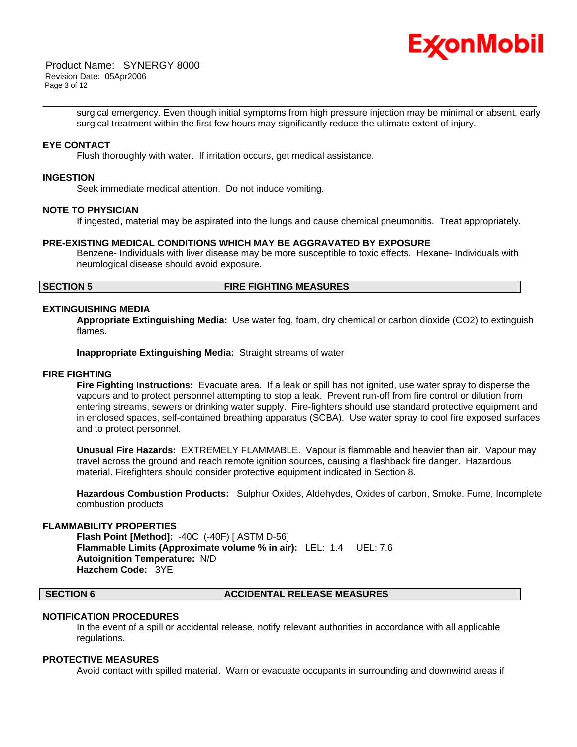surgical emergency. Even though initial symptoms from high pressure injection may be minimal or absent, early surgical treatment within the first few hours may significantly reduce the ultimate extent of injury.

### EYE CONTACT

Flush thoroughly with water. If irritation occurs, get medical assistance.

### INGESTION

Seek immediate medical attention. Do not induce vomiting.

### NOTE TO PHYSICIAN

If ingested, material may be aspirated into the lungs and cause chemical pneumonitis. Treat appropriately.

### PRE-EXISTING MEDICAL CONDITIONS WHICH MAY BE AGGRAVATED BY EXPOSURE

Benzene- Individuals with liver disease may be more susceptible to toxic effects. Hexane- Individuals with neurological disease should avoid exposure.

## SECTION 5 FIRE FIGHTING MEASURES

### EXTINGUISHING MEDIA

**Appropriate Extinguishing Media:** Use water fog, foam, dry chemical or carbon dioxide ($CO_2$) to extinguish flames.

**Inappropriate Extinguishing Media:** Straight streams of water

### FIRE FIGHTING

**Fire Fighting Instructions:** Evacuate area. If a leak or spill has not ignited, use water spray to disperse the vapours and to protect personnel attempting to stop a leak. Prevent run-off from fire control or dilution from entering streams, sewers or drinking water supply. Fire-fighters should use standard protective equipment and in enclosed spaces, self-contained breathing apparatus (SCBA). Use water spray to cool fire exposed surfaces and to protect personnel.

**Unusual Fire Hazards:** EXTREMELY FLAMMABLE. Vapour is flammable and heavier than air. Vapour may travel across the ground and reach remote ignition sources, causing a flashback fire danger. Hazardous material. Firefighters should consider protective equipment indicated in Section 8.

**Hazardous Combustion Products:** Sulphur Oxides, Aldehydes, Oxides of carbon, Smoke, Fume, Incomplete combustion products

### FLAMMABILITY PROPERTIES

**Flash Point [Method]:** -40C (-40F) [ ASTM D-56]
**Flammable Limits (Approximate volume % in air):** LEL: 1.4 UEL: 7.6
**Autoignition Temperature:** N/D
**Hazchem Code:** 3YE

## SECTION 6 ACCIDENTAL RELEASE MEASURES

### NOTIFICATION PROCEDURES

In the event of a spill or accidental release, notify relevant authorities in accordance with all applicable regulations.

### PROTECTIVE MEASURES

Avoid contact with spilled material. Warn or evacuate occupants in surrounding and downwind areas if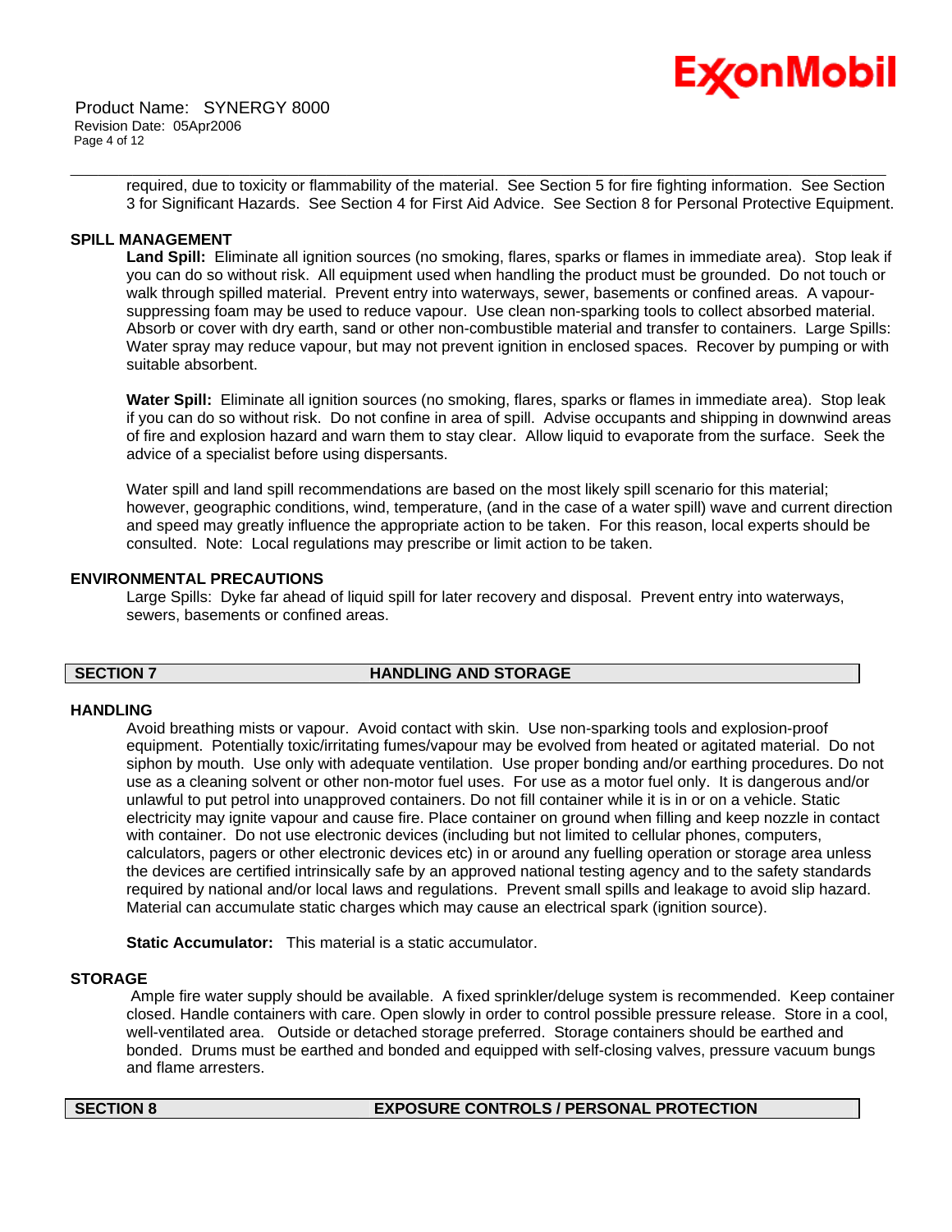required, due to toxicity or flammability of the material. See Section 5 for fire fighting information. See Section 3 for Significant Hazards. See Section 4 for First Aid Advice. See Section 8 for Personal Protective Equipment.

### SPILL MANAGEMENT

**Land Spill:** Eliminate all ignition sources (no smoking, flares, sparks or flames in immediate area). Stop leak if you can do so without risk. All equipment used when handling the product must be grounded. Do not touch or walk through spilled material. Prevent entry into waterways, sewer, basements or confined areas. A vapour-suppressing foam may be used to reduce vapour. Use clean non-sparking tools to collect absorbed material. Absorb or cover with dry earth, sand or other non-combustible material and transfer to containers. Large Spills: Water spray may reduce vapour, but may not prevent ignition in enclosed spaces. Recover by pumping or with suitable absorbent.

**Water Spill:** Eliminate all ignition sources (no smoking, flares, sparks or flames in immediate area). Stop leak if you can do so without risk. Do not confine in area of spill. Advise occupants and shipping in downwind areas of fire and explosion hazard and warn them to stay clear. Allow liquid to evaporate from the surface. Seek the advice of a specialist before using dispersants.

Water spill and land spill recommendations are based on the most likely spill scenario for this material; however, geographic conditions, wind, temperature, (and in the case of a water spill) wave and current direction and speed may greatly influence the appropriate action to be taken. For this reason, local experts should be consulted. Note: Local regulations may prescribe or limit action to be taken.

### ENVIRONMENTAL PRECAUTIONS

Large Spills: Dyke far ahead of liquid spill for later recovery and disposal. Prevent entry into waterways, sewers, basements or confined areas.

## SECTION 7 HANDLING AND STORAGE

### HANDLING

Avoid breathing mists or vapour. Avoid contact with skin. Use non-sparking tools and explosion-proof equipment. Potentially toxic/irritating fumes/vapour may be evolved from heated or agitated material. Do not siphon by mouth. Use only with adequate ventilation. Use proper bonding and/or earthing procedures. Do not use as a cleaning solvent or other non-motor fuel uses. For use as a motor fuel only. It is dangerous and/or unlawful to put petrol into unapproved containers. Do not fill container while it is in or on a vehicle. Static electricity may ignite vapour and cause fire. Place container on ground when filling and keep nozzle in contact with container. Do not use electronic devices (including but not limited to cellular phones, computers, calculators, pagers or other electronic devices etc) in or around any fuelling operation or storage area unless the devices are certified intrinsically safe by an approved national testing agency and to the safety standards required by national and/or local laws and regulations. Prevent small spills and leakage to avoid slip hazard. Material can accumulate static charges which may cause an electrical spark (ignition source).

**Static Accumulator:** This material is a static accumulator.

### STORAGE

Ample fire water supply should be available. A fixed sprinkler/deluge system is recommended. Keep container closed. Handle containers with care. Open slowly in order to control possible pressure release. Store in a cool, well-ventilated area. Outside or detached storage preferred. Storage containers should be earthed and bonded. Drums must be earthed and bonded and equipped with self-closing valves, pressure vacuum bungs and flame arresters.

## SECTION 8 EXPOSURE CONTROLS / PERSONAL PROTECTION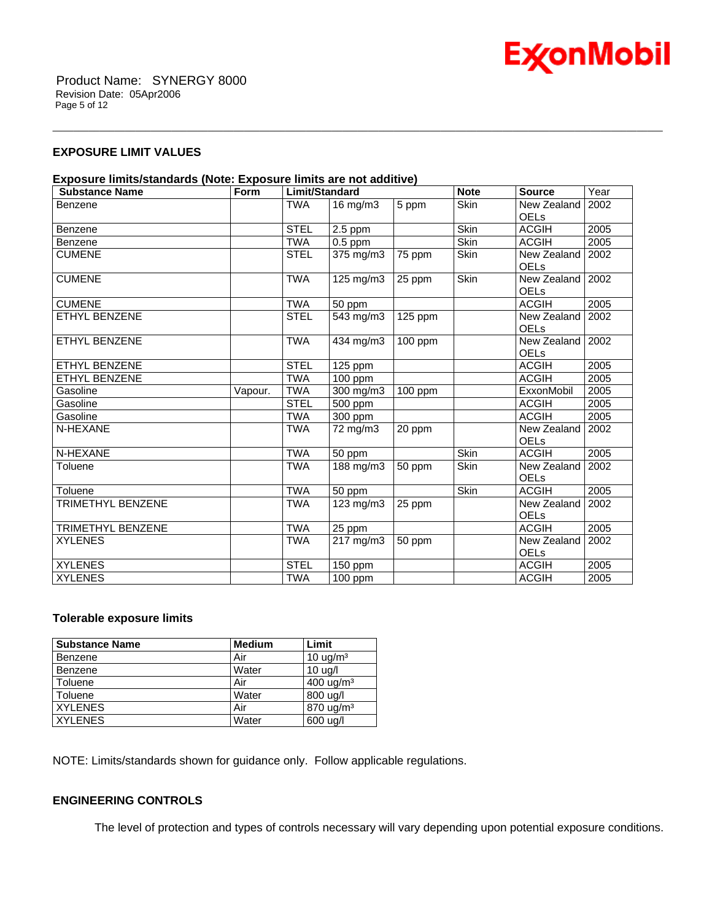### EXPOSURE LIMIT VALUES

**Exposure limits/standards (Note: Exposure limits are not additive)**

| Substance Name | Form | Limit/Standard | | | Note | Source | Year |
|---|---|---|---|---|---|---|---|
| Benzene | | TWA | 16 mg/m3 | 5 ppm | Skin | New Zealand OELs | 2002 |
| Benzene | | STEL | 2.5 ppm | | Skin | ACGIH | 2005 |
| Benzene | | TWA | 0.5 ppm | | Skin | ACGIH | 2005 |
| CUMENE | | STEL | 375 mg/m3 | 75 ppm | Skin | New Zealand OELs | 2002 |
| CUMENE | | TWA | 125 mg/m3 | 25 ppm | Skin | New Zealand OELs | 2002 |
| CUMENE | | TWA | 50 ppm | | | ACGIH | 2005 |
| ETHYL BENZENE | | STEL | 543 mg/m3 | 125 ppm | | New Zealand OELs | 2002 |
| ETHYL BENZENE | | TWA | 434 mg/m3 | 100 ppm | | New Zealand OELs | 2002 |
| ETHYL BENZENE | | STEL | 125 ppm | | | ACGIH | 2005 |
| ETHYL BENZENE | | TWA | 100 ppm | | | ACGIH | 2005 |
| Gasoline | Vapour. | TWA | 300 mg/m3 | 100 ppm | | ExxonMobil | 2005 |
| Gasoline | | STEL | 500 ppm | | | ACGIH | 2005 |
| Gasoline | | TWA | 300 ppm | | | ACGIH | 2005 |
| N-HEXANE | | TWA | 72 mg/m3 | 20 ppm | | New Zealand OELs | 2002 |
| N-HEXANE | | TWA | 50 ppm | | Skin | ACGIH | 2005 |
| Toluene | | TWA | 188 mg/m3 | 50 ppm | Skin | New Zealand OELs | 2002 |
| Toluene | | TWA | 50 ppm | | Skin | ACGIH | 2005 |
| TRIMETHYL BENZENE | | TWA | 123 mg/m3 | 25 ppm | | New Zealand OELs | 2002 |
| TRIMETHYL BENZENE | | TWA | 25 ppm | | | ACGIH | 2005 |
| XYLENES | | TWA | 217 mg/m3 | 50 ppm | | New Zealand OELs | 2002 |
| XYLENES | | STEL | 150 ppm | | | ACGIH | 2005 |
| XYLENES | | TWA | 100 ppm | | | ACGIH | 2005 |

**Tolerable exposure limits**

| Substance Name | Medium | Limit |
|---|---|---|
| Benzene | Air | 10 ug/m³ |
| Benzene | Water | 10 ug/l |
| Toluene | Air | 400 ug/m³ |
| Toluene | Water | 800 ug/l |
| XYLENES | Air | 870 ug/m³ |
| XYLENES | Water | 600 ug/l |

NOTE: Limits/standards shown for guidance only. Follow applicable regulations.

### ENGINEERING CONTROLS

The level of protection and types of controls necessary will vary depending upon potential exposure conditions.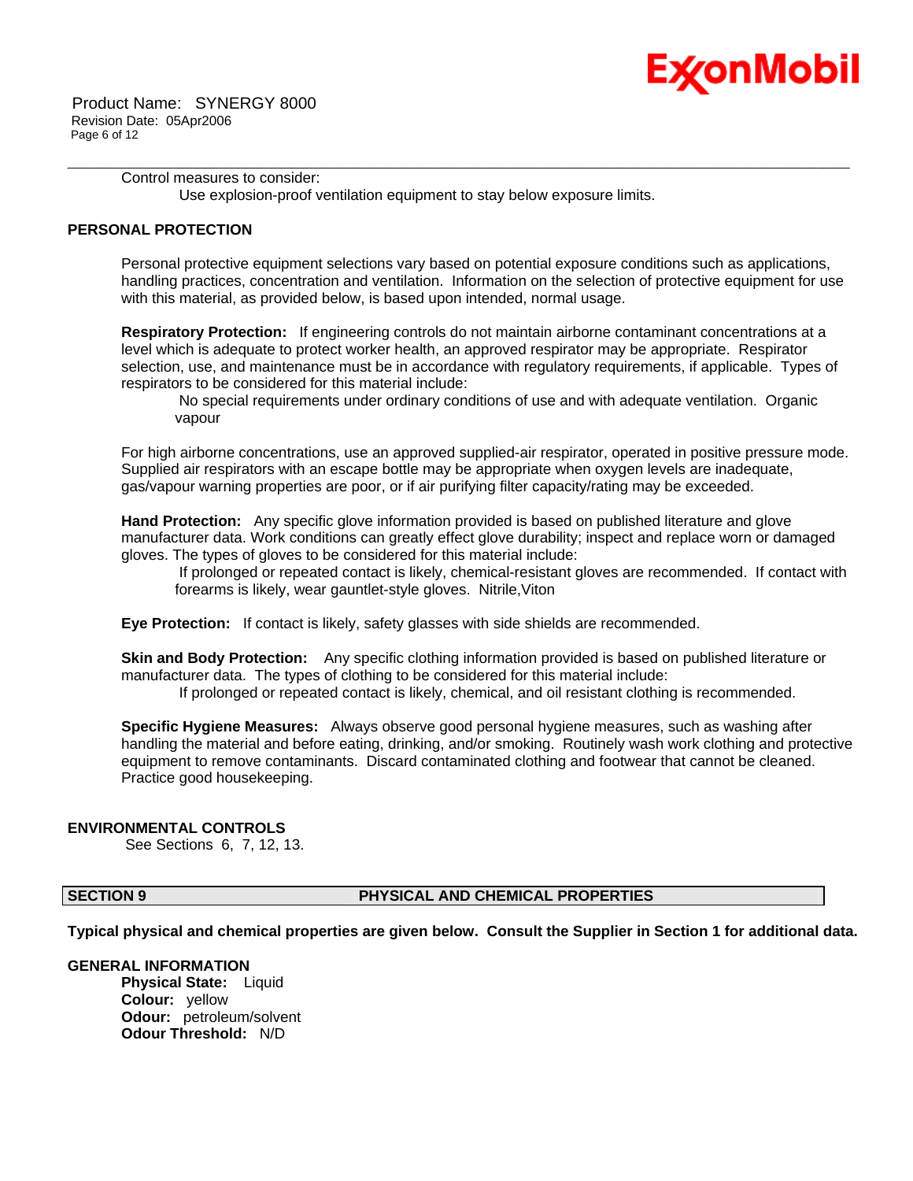Control measures to consider:

Use explosion-proof ventilation equipment to stay below exposure limits.

## PERSONAL PROTECTION

Personal protective equipment selections vary based on potential exposure conditions such as applications, handling practices, concentration and ventilation. Information on the selection of protective equipment for use with this material, as provided below, is based upon intended, normal usage.

**Respiratory Protection:** If engineering controls do not maintain airborne contaminant concentrations at a level which is adequate to protect worker health, an approved respirator may be appropriate. Respirator selection, use, and maintenance must be in accordance with regulatory requirements, if applicable. Types of respirators to be considered for this material include:

No special requirements under ordinary conditions of use and with adequate ventilation. Organic vapour

For high airborne concentrations, use an approved supplied-air respirator, operated in positive pressure mode. Supplied air respirators with an escape bottle may be appropriate when oxygen levels are inadequate, gas/vapour warning properties are poor, or if air purifying filter capacity/rating may be exceeded.

**Hand Protection:** Any specific glove information provided is based on published literature and glove manufacturer data. Work conditions can greatly effect glove durability; inspect and replace worn or damaged gloves. The types of gloves to be considered for this material include:

If prolonged or repeated contact is likely, chemical-resistant gloves are recommended. If contact with forearms is likely, wear gauntlet-style gloves. Nitrile,Viton

**Eye Protection:** If contact is likely, safety glasses with side shields are recommended.

**Skin and Body Protection:** Any specific clothing information provided is based on published literature or manufacturer data. The types of clothing to be considered for this material include:

If prolonged or repeated contact is likely, chemical, and oil resistant clothing is recommended.

**Specific Hygiene Measures:** Always observe good personal hygiene measures, such as washing after handling the material and before eating, drinking, and/or smoking. Routinely wash work clothing and protective equipment to remove contaminants. Discard contaminated clothing and footwear that cannot be cleaned. Practice good housekeeping.

## ENVIRONMENTAL CONTROLS

See Sections 6, 7, 12, 13.

## SECTION 9 PHYSICAL AND CHEMICAL PROPERTIES

**Typical physical and chemical properties are given below. Consult the Supplier in Section 1 for additional data.**

### GENERAL INFORMATION

**Physical State:** Liquid
**Colour:** yellow
**Odour:** petroleum/solvent
**Odour Threshold:** N/D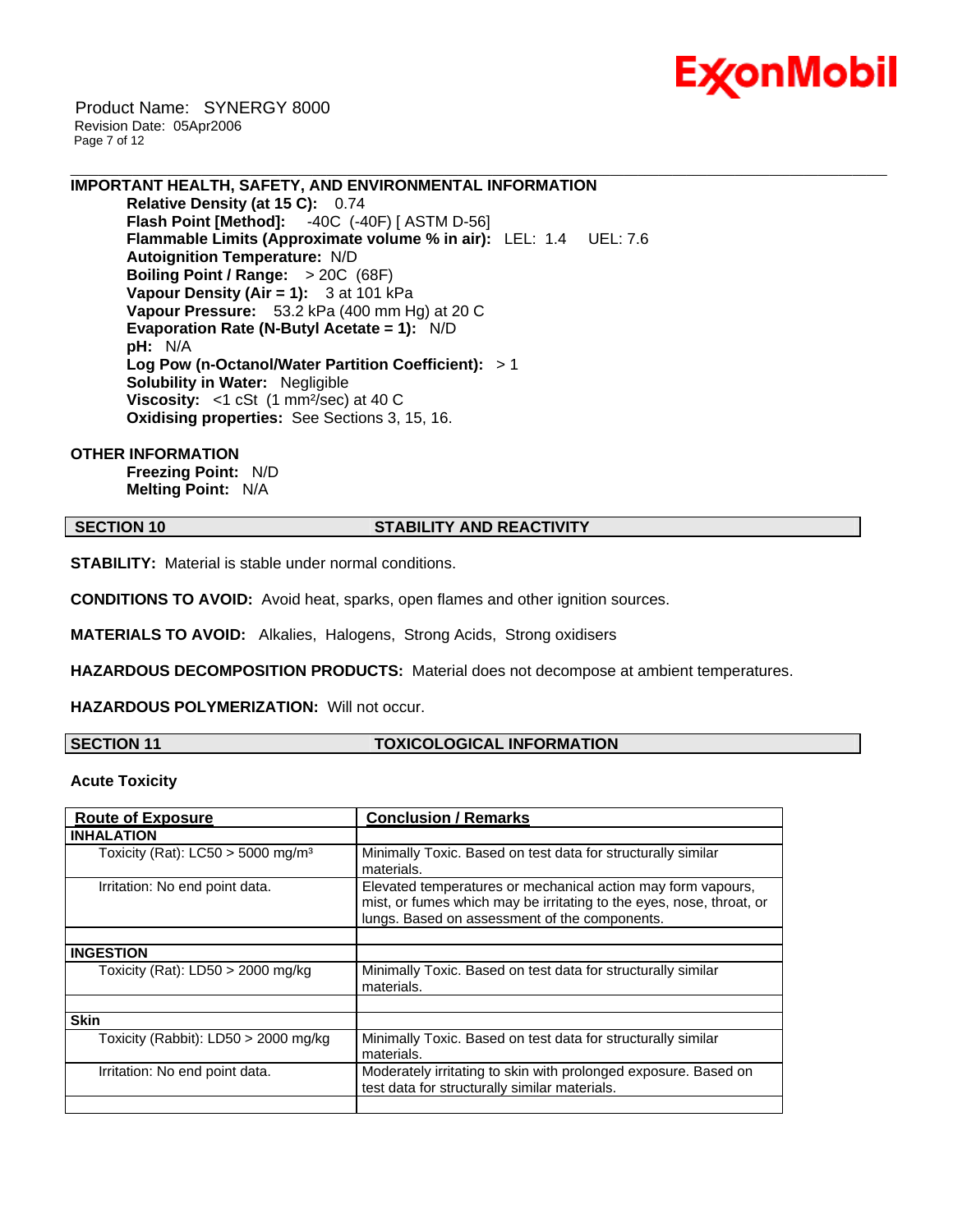**IMPORTANT HEALTH, SAFETY, AND ENVIRONMENTAL INFORMATION**

**Relative Density (at 15 C):** 0.74
**Flash Point [Method]:** -40C (-40F) [ ASTM D-56]
**Flammable Limits (Approximate volume % in air):** LEL: 1.4 UEL: 7.6
**Autoignition Temperature:** N/D
**Boiling Point / Range:** > 20C (68F)
**Vapour Density (Air = 1):** 3 at 101 kPa
**Vapour Pressure:** 53.2 kPa (400 mm Hg) at 20 C
**Evaporation Rate (N-Butyl Acetate = 1):** N/D
**pH:** N/A
**Log Pow (n-Octanol/Water Partition Coefficient):** > 1
**Solubility in Water:** Negligible
**Viscosity:** <1 cSt (1 mm²/sec) at 40 C
**Oxidising properties:** See Sections 3, 15, 16.

**OTHER INFORMATION**

**Freezing Point:** N/D
**Melting Point:** N/A

## SECTION 10 STABILITY AND REACTIVITY

**STABILITY:** Material is stable under normal conditions.

**CONDITIONS TO AVOID:** Avoid heat, sparks, open flames and other ignition sources.

**MATERIALS TO AVOID:** Alkalies, Halogens, Strong Acids, Strong oxidisers

**HAZARDOUS DECOMPOSITION PRODUCTS:** Material does not decompose at ambient temperatures.

**HAZARDOUS POLYMERIZATION:** Will not occur.

## SECTION 11 TOXICOLOGICAL INFORMATION

**Acute Toxicity**

| Route of Exposure | Conclusion / Remarks |
|---|---|
| **INHALATION** | |
| Toxicity (Rat): LC50 > 5000 mg/m³ | Minimally Toxic. Based on test data for structurally similar materials. |
| Irritation: No end point data. | Elevated temperatures or mechanical action may form vapours, mist, or fumes which may be irritating to the eyes, nose, throat, or lungs. Based on assessment of the components. |
| | |
| **INGESTION** | |
| Toxicity (Rat): LD50 > 2000 mg/kg | Minimally Toxic. Based on test data for structurally similar materials. |
| | |
| **Skin** | |
| Toxicity (Rabbit): LD50 > 2000 mg/kg | Minimally Toxic. Based on test data for structurally similar materials. |
| Irritation: No end point data. | Moderately irritating to skin with prolonged exposure. Based on test data for structurally similar materials. |
| | |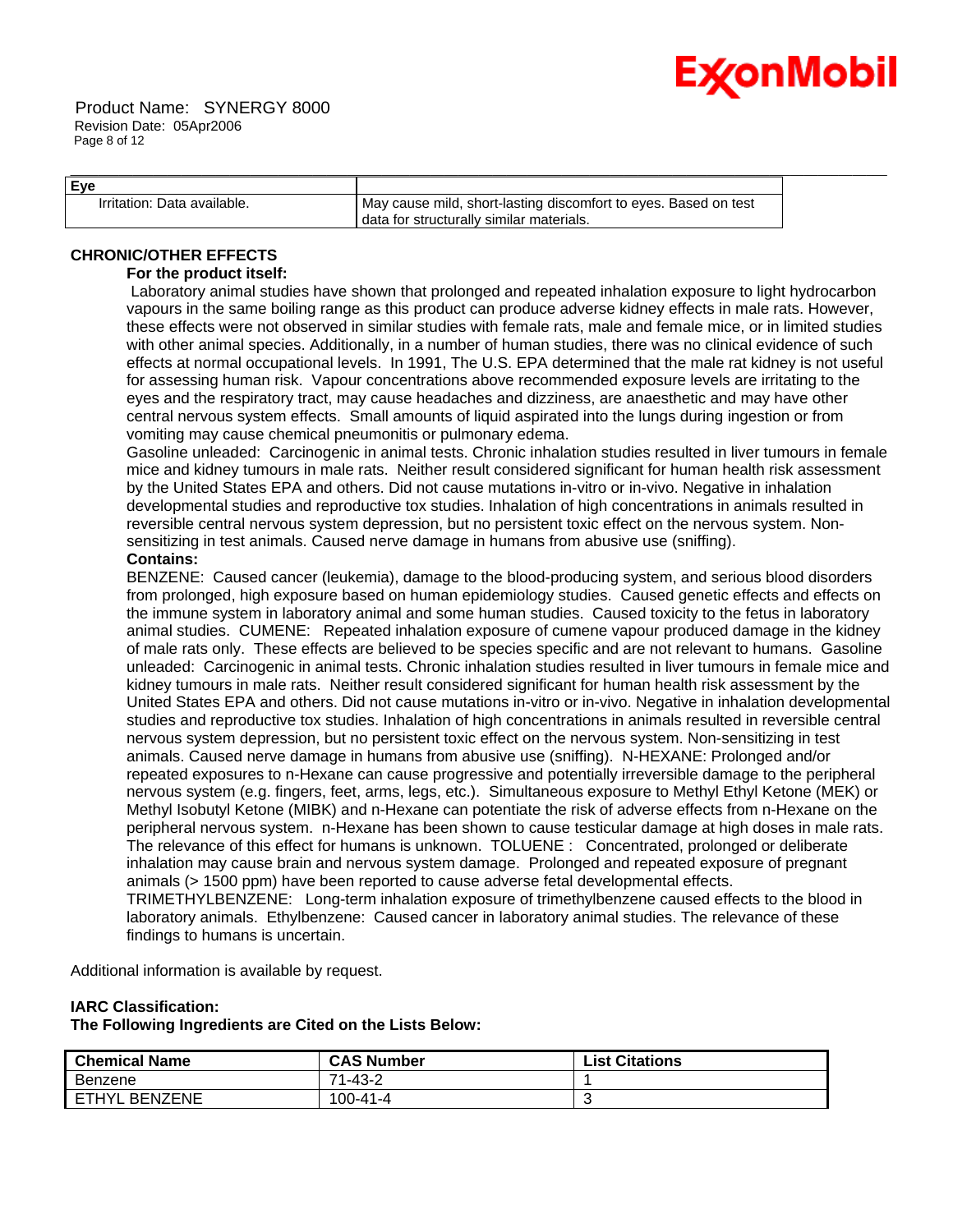| Eye | |
|---|---|
| Irritation: Data available. | May cause mild, short-lasting discomfort to eyes. Based on test data for structurally similar materials. |

**CHRONIC/OTHER EFFECTS**

**For the product itself:**

Laboratory animal studies have shown that prolonged and repeated inhalation exposure to light hydrocarbon vapours in the same boiling range as this product can produce adverse kidney effects in male rats. However, these effects were not observed in similar studies with female rats, male and female mice, or in limited studies with other animal species. Additionally, in a number of human studies, there was no clinical evidence of such effects at normal occupational levels. In 1991, The U.S. EPA determined that the male rat kidney is not useful for assessing human risk. Vapour concentrations above recommended exposure levels are irritating to the eyes and the respiratory tract, may cause headaches and dizziness, are anaesthetic and may have other central nervous system effects. Small amounts of liquid aspirated into the lungs during ingestion or from vomiting may cause chemical pneumonitis or pulmonary edema.

Gasoline unleaded: Carcinogenic in animal tests. Chronic inhalation studies resulted in liver tumours in female mice and kidney tumours in male rats. Neither result considered significant for human health risk assessment by the United States EPA and others. Did not cause mutations in-vitro or in-vivo. Negative in inhalation developmental studies and reproductive tox studies. Inhalation of high concentrations in animals resulted in reversible central nervous system depression, but no persistent toxic effect on the nervous system. Non-sensitizing in test animals. Caused nerve damage in humans from abusive use (sniffing).

**Contains:**

BENZENE: Caused cancer (leukemia), damage to the blood-producing system, and serious blood disorders from prolonged, high exposure based on human epidemiology studies. Caused genetic effects and effects on the immune system in laboratory animal and some human studies. Caused toxicity to the fetus in laboratory animal studies. CUMENE: Repeated inhalation exposure of cumene vapour produced damage in the kidney of male rats only. These effects are believed to be species specific and are not relevant to humans. Gasoline unleaded: Carcinogenic in animal tests. Chronic inhalation studies resulted in liver tumours in female mice and kidney tumours in male rats. Neither result considered significant for human health risk assessment by the United States EPA and others. Did not cause mutations in-vitro or in-vivo. Negative in inhalation developmental studies and reproductive tox studies. Inhalation of high concentrations in animals resulted in reversible central nervous system depression, but no persistent toxic effect on the nervous system. Non-sensitizing in test animals. Caused nerve damage in humans from abusive use (sniffing). N-HEXANE: Prolonged and/or repeated exposures to n-Hexane can cause progressive and potentially irreversible damage to the peripheral nervous system (e.g. fingers, feet, arms, legs, etc.). Simultaneous exposure to Methyl Ethyl Ketone (MEK) or Methyl Isobutyl Ketone (MIBK) and n-Hexane can potentiate the risk of adverse effects from n-Hexane on the peripheral nervous system. n-Hexane has been shown to cause testicular damage at high doses in male rats. The relevance of this effect for humans is unknown. TOLUENE : Concentrated, prolonged or deliberate inhalation may cause brain and nervous system damage. Prolonged and repeated exposure of pregnant animals (> 1500 ppm) have been reported to cause adverse fetal developmental effects. TRIMETHYLBENZENE: Long-term inhalation exposure of trimethylbenzene caused effects to the blood in laboratory animals. Ethylbenzene: Caused cancer in laboratory animal studies. The relevance of these findings to humans is uncertain.

Additional information is available by request.

**IARC Classification:**
**The Following Ingredients are Cited on the Lists Below:**

| Chemical Name | CAS Number | List Citations |
|---|---|---|
| Benzene | 71-43-2 | 1 |
| ETHYL BENZENE | 100-41-4 | 3 |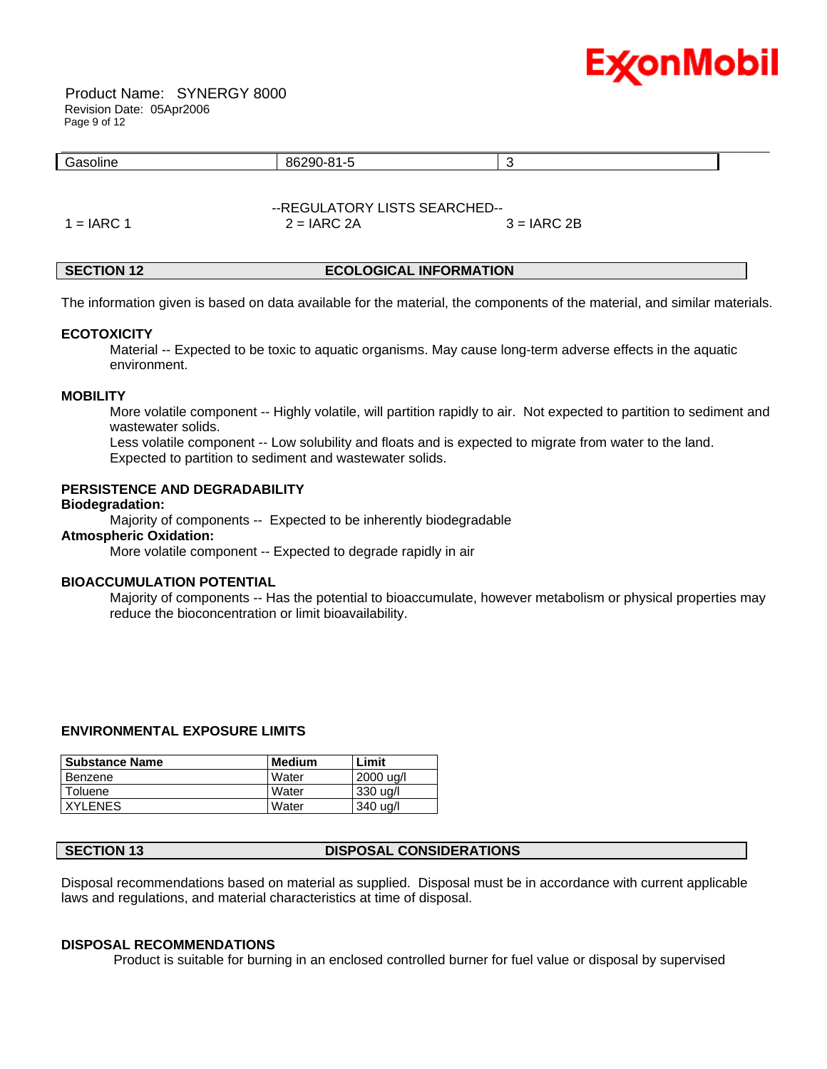| | | |
|---|---|---|
| Gasoline | 86290-81-5 | 3 |

--REGULATORY LISTS SEARCHED--

1 = IARC 1 2 = IARC 2A 3 = IARC 2B

## SECTION 12 ECOLOGICAL INFORMATION

The information given is based on data available for the material, the components of the material, and similar materials.

**ECOTOXICITY**

Material -- Expected to be toxic to aquatic organisms. May cause long-term adverse effects in the aquatic environment.

**MOBILITY**

More volatile component -- Highly volatile, will partition rapidly to air. Not expected to partition to sediment and wastewater solids.
Less volatile component -- Low solubility and floats and is expected to migrate from water to the land. Expected to partition to sediment and wastewater solids.

**PERSISTENCE AND DEGRADABILITY**

**Biodegradation:**

Majority of components -- Expected to be inherently biodegradable

**Atmospheric Oxidation:**

More volatile component -- Expected to degrade rapidly in air

**BIOACCUMULATION POTENTIAL**

Majority of components -- Has the potential to bioaccumulate, however metabolism or physical properties may reduce the bioconcentration or limit bioavailability.

**ENVIRONMENTAL EXPOSURE LIMITS**

| Substance Name | Medium | Limit |
|---|---|---|
| Benzene | Water | 2000 ug/l |
| Toluene | Water | 330 ug/l |
| XYLENES | Water | 340 ug/l |

## SECTION 13 DISPOSAL CONSIDERATIONS

Disposal recommendations based on material as supplied. Disposal must be in accordance with current applicable laws and regulations, and material characteristics at time of disposal.

**DISPOSAL RECOMMENDATIONS**

Product is suitable for burning in an enclosed controlled burner for fuel value or disposal by supervised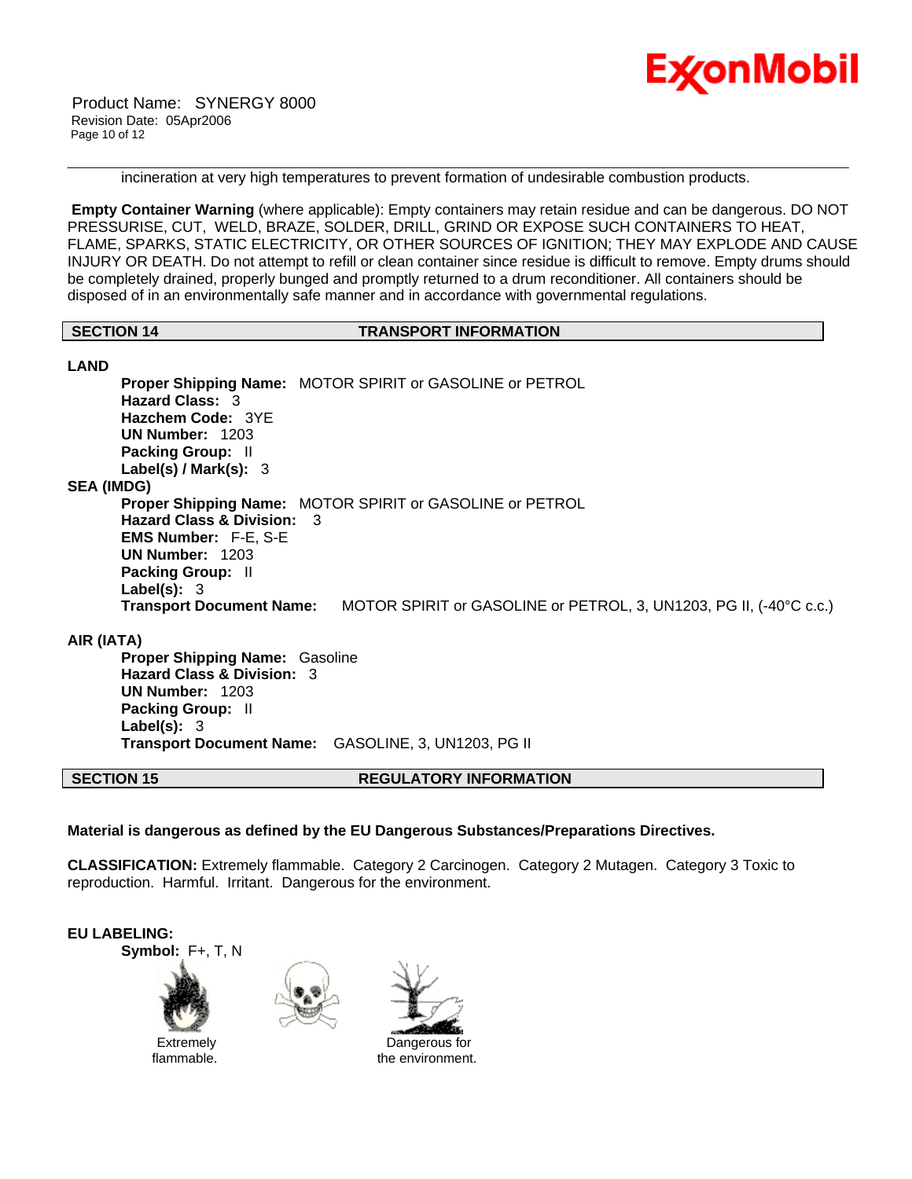incineration at very high temperatures to prevent formation of undesirable combustion products.

**Empty Container Warning** (where applicable): Empty containers may retain residue and can be dangerous. DO NOT PRESSURISE, CUT, WELD, BRAZE, SOLDER, DRILL, GRIND OR EXPOSE SUCH CONTAINERS TO HEAT, FLAME, SPARKS, STATIC ELECTRICITY, OR OTHER SOURCES OF IGNITION; THEY MAY EXPLODE AND CAUSE INJURY OR DEATH. Do not attempt to refill or clean container since residue is difficult to remove. Empty drums should be completely drained, properly bunged and promptly returned to a drum reconditioner. All containers should be disposed of in an environmentally safe manner and in accordance with governmental regulations.

## SECTION 14 TRANSPORT INFORMATION

**LAND**

- **Proper Shipping Name:** MOTOR SPIRIT or GASOLINE or PETROL
- **Hazard Class:** 3
- **Hazchem Code:** 3YE
- **UN Number:** 1203
- **Packing Group:** II
- **Label(s) / Mark(s):** 3

**SEA (IMDG)**

- **Proper Shipping Name:** MOTOR SPIRIT or GASOLINE or PETROL
- **Hazard Class & Division:** 3
- **EMS Number:** F-E, S-E
- **UN Number:** 1203
- **Packing Group:** II
- **Label(s):** 3
- **Transport Document Name:** MOTOR SPIRIT or GASOLINE or PETROL, 3, UN1203, PG II, (-40°C c.c.)

**AIR (IATA)**

- **Proper Shipping Name:** Gasoline
- **Hazard Class & Division:** 3
- **UN Number:** 1203
- **Packing Group:** II
- **Label(s):** 3
- **Transport Document Name:** GASOLINE, 3, UN1203, PG II

## SECTION 15 REGULATORY INFORMATION

**Material is dangerous as defined by the EU Dangerous Substances/Preparations Directives.**

**CLASSIFICATION:** Extremely flammable. Category 2 Carcinogen. Category 2 Mutagen. Category 3 Toxic to reproduction. Harmful. Irritant. Dangerous for the environment.

**EU LABELING:**

**Symbol:** F+, T, N

Extremely flammable.

Dangerous for the environment.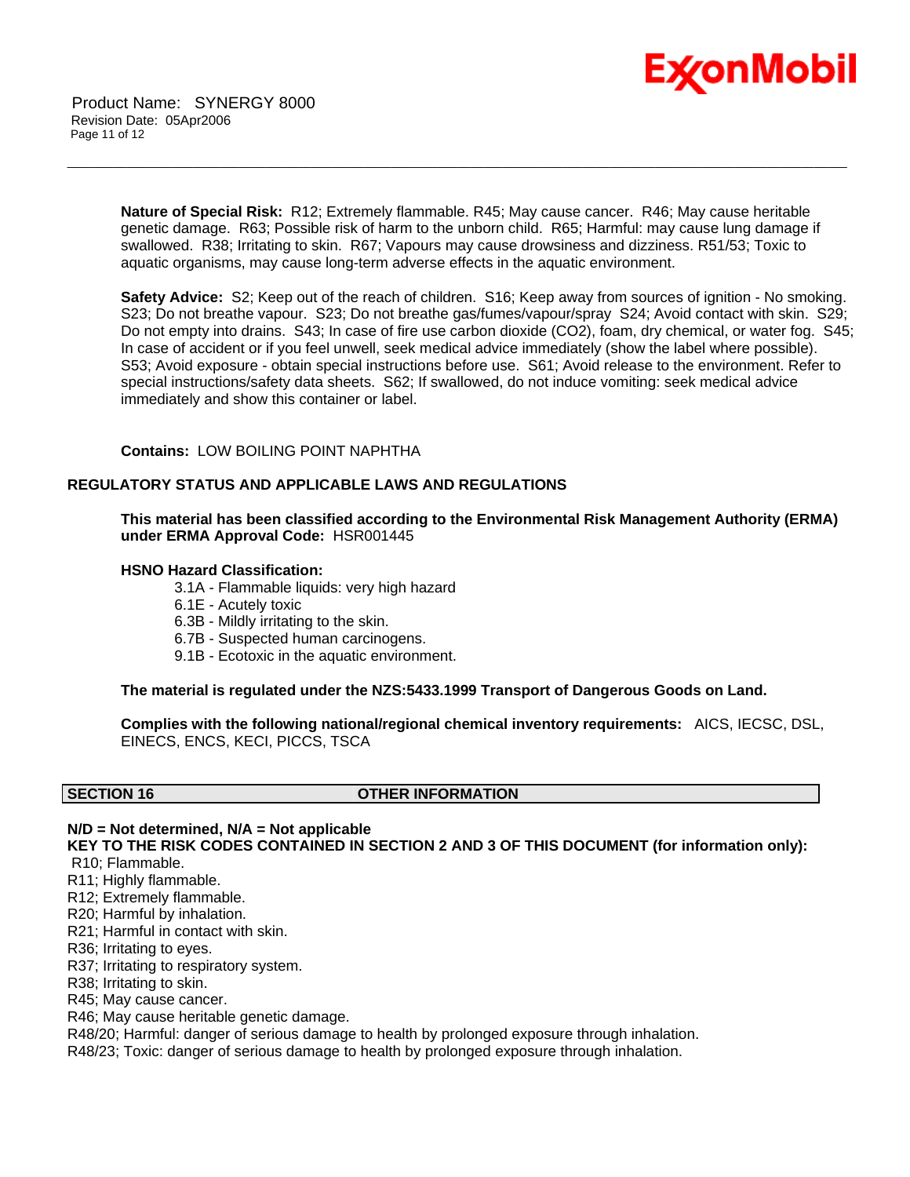**Nature of Special Risk:** R12; Extremely flammable. R45; May cause cancer. R46; May cause heritable genetic damage. R63; Possible risk of harm to the unborn child. R65; Harmful: may cause lung damage if swallowed. R38; Irritating to skin. R67; Vapours may cause drowsiness and dizziness. R51/53; Toxic to aquatic organisms, may cause long-term adverse effects in the aquatic environment.

**Safety Advice:** S2; Keep out of the reach of children. S16; Keep away from sources of ignition - No smoking. S23; Do not breathe vapour. S23; Do not breathe gas/fumes/vapour/spray S24; Avoid contact with skin. S29; Do not empty into drains. S43; In case of fire use carbon dioxide ($CO_2$), foam, dry chemical, or water fog. S45; In case of accident or if you feel unwell, seek medical advice immediately (show the label where possible). S53; Avoid exposure - obtain special instructions before use. S61; Avoid release to the environment. Refer to special instructions/safety data sheets. S62; If swallowed, do not induce vomiting: seek medical advice immediately and show this container or label.

**Contains:** LOW BOILING POINT NAPHTHA

## REGULATORY STATUS AND APPLICABLE LAWS AND REGULATIONS

**This material has been classified according to the Environmental Risk Management Authority (ERMA) under ERMA Approval Code:** HSR001445

**HSNO Hazard Classification:**

- 3.1A - Flammable liquids: very high hazard
- 6.1E - Acutely toxic
- 6.3B - Mildly irritating to the skin.
- 6.7B - Suspected human carcinogens.
- 9.1B - Ecotoxic in the aquatic environment.

**The material is regulated under the NZS:5433.1999 Transport of Dangerous Goods on Land.**

**Complies with the following national/regional chemical inventory requirements:** AICS, IECSC, DSL, EINECS, ENCS, KECI, PICCS, TSCA

## SECTION 16 OTHER INFORMATION

**N/D = Not determined, N/A = Not applicable**

**KEY TO THE RISK CODES CONTAINED IN SECTION 2 AND 3 OF THIS DOCUMENT (for information only):**

R10; Flammable.
R11; Highly flammable.
R12; Extremely flammable.
R20; Harmful by inhalation.
R21; Harmful in contact with skin.
R36; Irritating to eyes.
R37; Irritating to respiratory system.
R38; Irritating to skin.
R45; May cause cancer.
R46; May cause heritable genetic damage.
R48/20; Harmful: danger of serious damage to health by prolonged exposure through inhalation.
R48/23; Toxic: danger of serious damage to health by prolonged exposure through inhalation.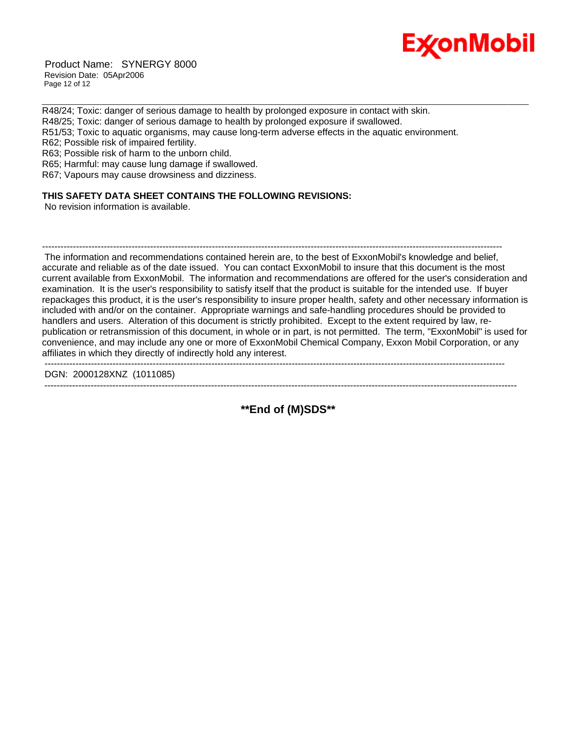R48/24; Toxic: danger of serious damage to health by prolonged exposure in contact with skin.
R48/25; Toxic: danger of serious damage to health by prolonged exposure if swallowed.
R51/53; Toxic to aquatic organisms, may cause long-term adverse effects in the aquatic environment.
R62; Possible risk of impaired fertility.
R63; Possible risk of harm to the unborn child.
R65; Harmful: may cause lung damage if swallowed.
R67; Vapours may cause drowsiness and dizziness.

**THIS SAFETY DATA SHEET CONTAINS THE FOLLOWING REVISIONS:**

No revision information is available.

---

The information and recommendations contained herein are, to the best of ExxonMobil's knowledge and belief, accurate and reliable as of the date issued. You can contact ExxonMobil to insure that this document is the most current available from ExxonMobil. The information and recommendations are offered for the user's consideration and examination. It is the user's responsibility to satisfy itself that the product is suitable for the intended use. If buyer repackages this product, it is the user's responsibility to insure proper health, safety and other necessary information is included with and/or on the container. Appropriate warnings and safe-handling procedures should be provided to handlers and users. Alteration of this document is strictly prohibited. Except to the extent required by law, re-publication or retransmission of this document, in whole or in part, is not permitted. The term, "ExxonMobil" is used for convenience, and may include any one or more of ExxonMobil Chemical Company, Exxon Mobil Corporation, or any affiliates in which they directly of indirectly hold any interest.

---

DGN: 2000128XNZ (1011085)

---

**\*\*End of (M)SDS\*\***